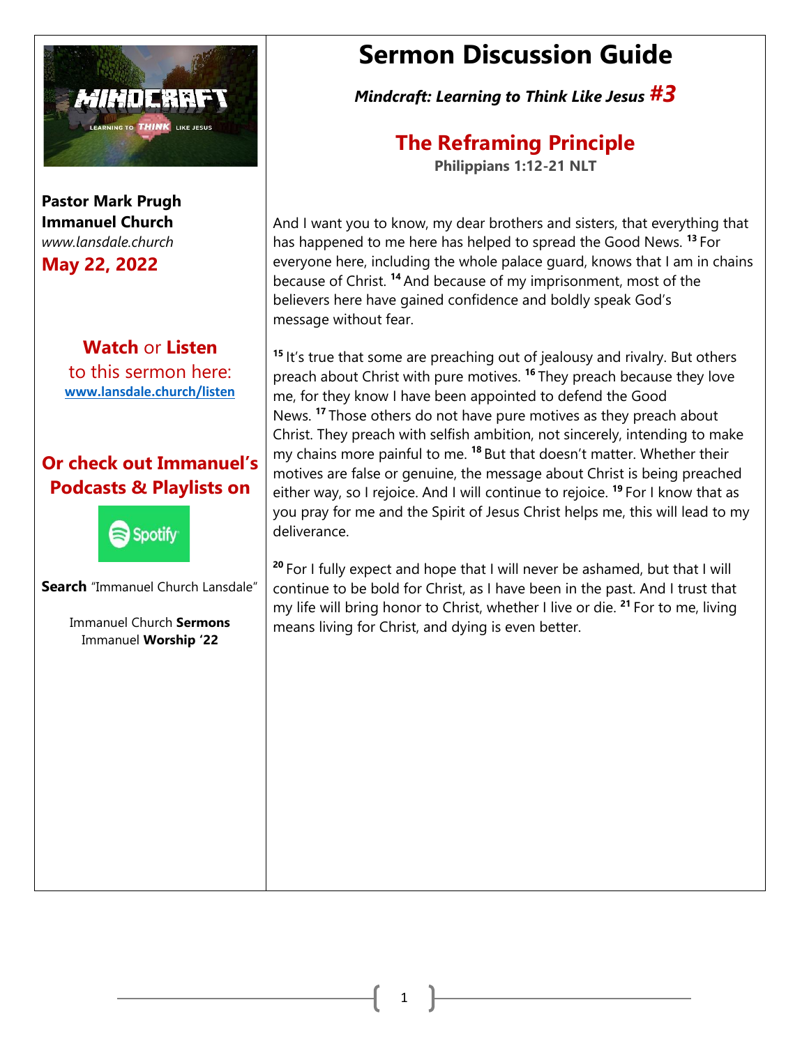**Pastor Mark Prugh**
**Immanuel Church**
*www.lansdale.church*
**May 22, 2022**

**Watch** or **Listen** to this sermon here:
**[www.lansdale.church/listen](www.lansdale.church/listen)**

**Or check out Immanuel's Podcasts & Playlists on**

Spotify

**Search** "Immanuel Church Lansdale"

Immanuel Church **Sermons**
Immanuel **Worship '22**

# Sermon Discussion Guide

***Mindcraft: Learning to Think Like Jesus #3***

## The Reframing Principle

**Philippians 1:12-21 NLT**

And I want you to know, my dear brothers and sisters, that everything that has happened to me here has helped to spread the Good News. [13] For everyone here, including the whole palace guard, knows that I am in chains because of Christ. [14] And because of my imprisonment, most of the believers here have gained confidence and boldly speak God's message without fear.

[15] It's true that some are preaching out of jealousy and rivalry. But others preach about Christ with pure motives. [16] They preach because they love me, for they know I have been appointed to defend the Good News. [17] Those others do not have pure motives as they preach about Christ. They preach with selfish ambition, not sincerely, intending to make my chains more painful to me. [18] But that doesn't matter. Whether their motives are false or genuine, the message about Christ is being preached either way, so I rejoice. And I will continue to rejoice. [19] For I know that as you pray for me and the Spirit of Jesus Christ helps me, this will lead to my deliverance.

[20] For I fully expect and hope that I will never be ashamed, but that I will continue to be bold for Christ, as I have been in the past. And I trust that my life will bring honor to Christ, whether I live or die. [21] For to me, living means living for Christ, and dying is even better.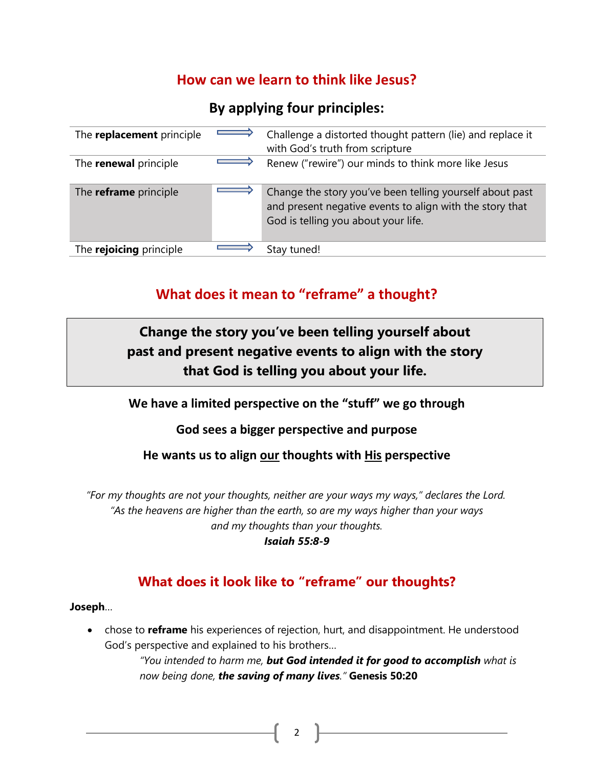## How can we learn to think like Jesus?

### By applying four principles:

| | | |
|---|---|---|
| The **replacement** principle | ⟹ | Challenge a distorted thought pattern (lie) and replace it with God's truth from scripture |
| The **renewal** principle | ⟹ | Renew ("rewire") our minds to think more like Jesus |
| The **reframe** principle | ⟹ | Change the story you've been telling yourself about past and present negative events to align with the story that God is telling you about your life. |
| The **rejoicing** principle | ⟹ | Stay tuned! |

## What does it mean to "reframe" a thought?

**Change the story you've been telling yourself about past and present negative events to align with the story that God is telling you about your life.**

**We have a limited perspective on the "stuff" we go through**

**God sees a bigger perspective and purpose**

**He wants us to align <u>our</u> thoughts with <u>His</u> perspective**

*"For my thoughts are not your thoughts, neither are your ways my ways," declares the Lord.*
*"As the heavens are higher than the earth, so are my ways higher than your ways*
*and my thoughts than your thoughts.*
***Isaiah 55:8-9***

## What does it look like to "reframe" our thoughts?

**Joseph**…

- chose to **reframe** his experiences of rejection, hurt, and disappointment. He understood God's perspective and explained to his brothers…

  *"You intended to harm me, **but God intended it for good to accomplish** what is now being done, **the saving of many lives**."* **Genesis 50:20**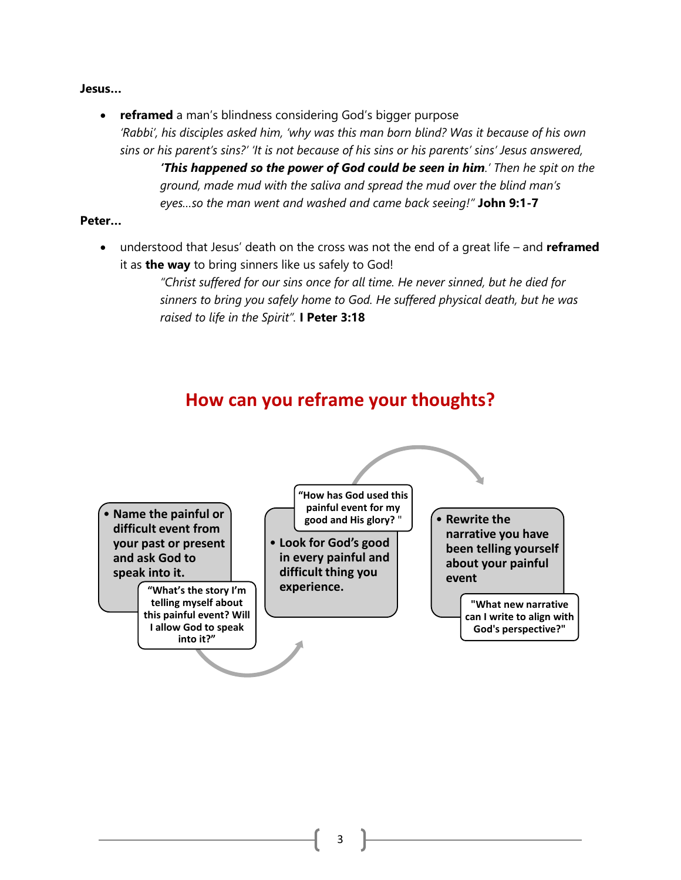**Jesus…**

- **reframed** a man's blindness considering God's bigger purpose
  *'Rabbi', his disciples asked him, 'why was this man born blind? Was it because of his own sins or his parent's sins?' 'It is not because of his sins or his parents' sins' Jesus answered,*
  ***'This happened so the power of God could be seen in him**.' Then he spit on the ground, made mud with the saliva and spread the mud over the blind man's eyes…so the man went and washed and came back seeing!"* **John 9:1-7**

**Peter…**

- understood that Jesus' death on the cross was not the end of a great life – and **reframed** it as **the way** to bring sinners like us safely to God!
  *"Christ suffered for our sins once for all time. He never sinned, but he died for sinners to bring you safely home to God. He suffered physical death, but he was raised to life in the Spirit".* **I Peter 3:18**

## How can you reframe your thoughts?

- **Name the painful or difficult event from your past or present and ask God to speak into it.**
  **"What's the story I'm telling myself about this painful event? Will I allow God to speak into it?"**
- **Look for God's good in every painful and difficult thing you experience.**
  **"How has God used this painful event for my good and His glory? "**
- **Rewrite the narrative you have been telling yourself about your painful event**
  **"What new narrative can I write to align with God's perspective?"**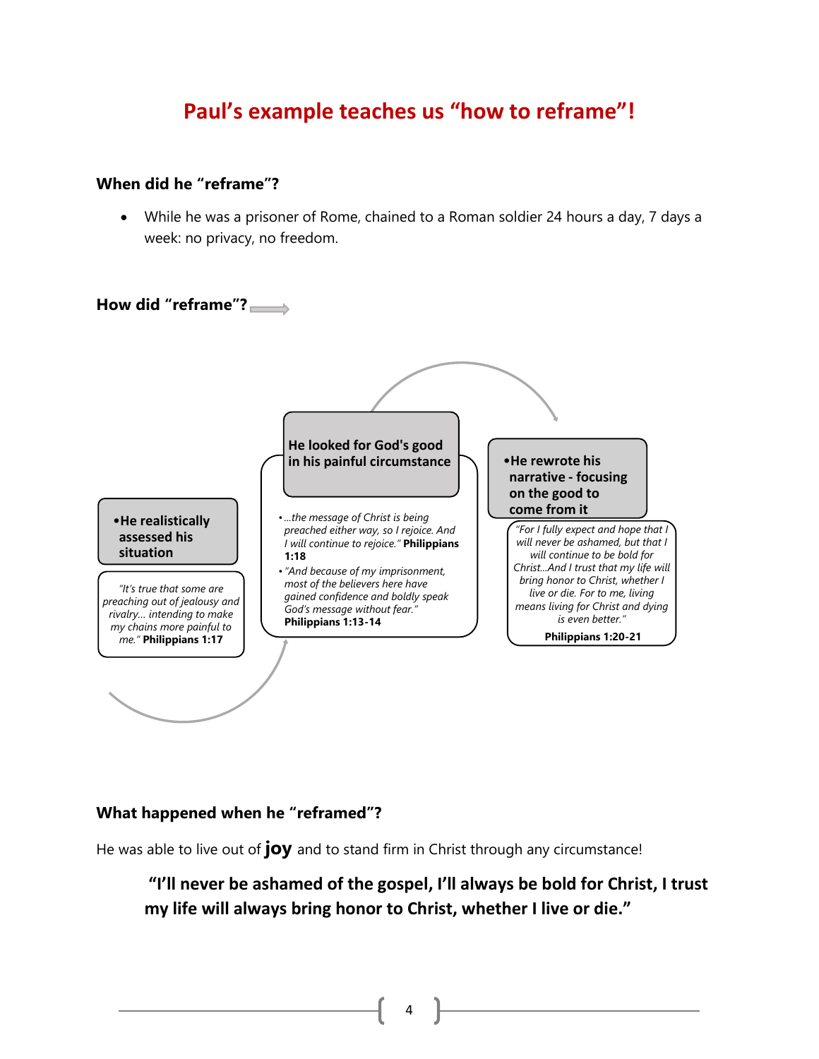# Paul's example teaches us "how to reframe"!

**When did he "reframe"?**

- While he was a prisoner of Rome, chained to a Roman soldier 24 hours a day, 7 days a week: no privacy, no freedom.

**How did "reframe"?**

- **He realistically assessed his situation**

  *"It's true that some are preaching out of jealousy and rivalry… intending to make my chains more painful to me."* **Philippians 1:17**

- **He looked for God's good in his painful circumstance**

  - *…the message of Christ is being preached either way, so I rejoice. And I will continue to rejoice."* **Philippians 1:18**
  - *"And because of my imprisonment, most of the believers here have gained confidence and boldly speak God's message without fear."* **Philippians 1:13-14**

- **He rewrote his narrative - focusing on the good to come from it**

  *"For I fully expect and hope that I will never be ashamed, but that I will continue to be bold for Christ…And I trust that my life will bring honor to Christ, whether I live or die. For to me, living means living for Christ and dying is even better."*

  **Philippians 1:20-21**

**What happened when he "reframed"?**

He was able to live out of **joy** and to stand firm in Christ through any circumstance!

> **"I'll never be ashamed of the gospel, I'll always be bold for Christ, I trust my life will always bring honor to Christ, whether I live or die."**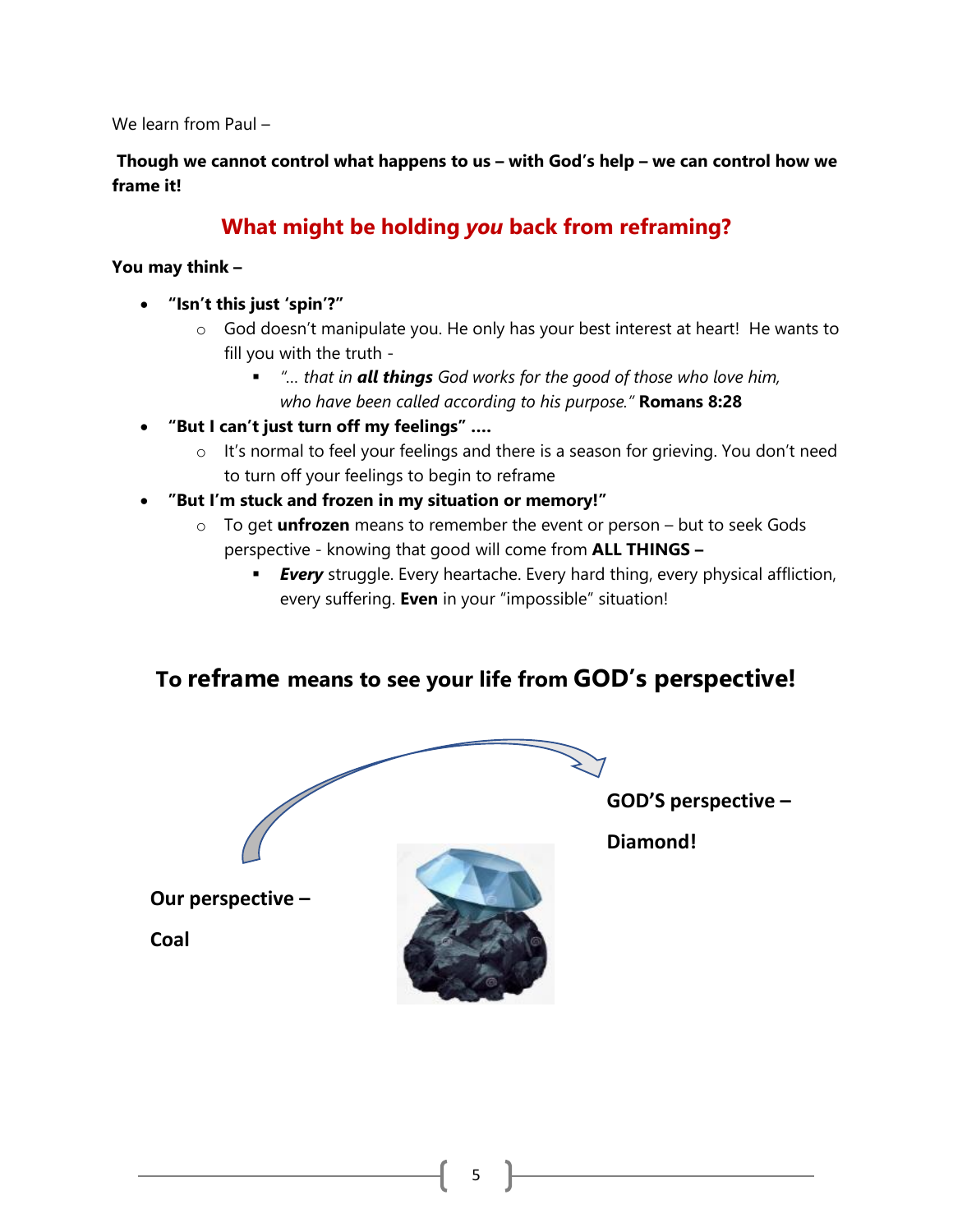We learn from Paul –

**Though we cannot control what happens to us – with God's help – we can control how we frame it!**

## What might be holding *you* back from reframing?

**You may think –**

- **"Isn't this just 'spin'?"**
  - God doesn't manipulate you. He only has your best interest at heart! He wants to fill you with the truth -
    - *"… that in **all things** God works for the good of those who love him, who have been called according to his purpose."* **Romans 8:28**
- **"But I can't just turn off my feelings" ….**
  - It's normal to feel your feelings and there is a season for grieving. You don't need to turn off your feelings to begin to reframe
- **"But I'm stuck and frozen in my situation or memory!"**
  - To get **unfrozen** means to remember the event or person – but to seek Gods perspective - knowing that good will come from **ALL THINGS –**
    - ***Every*** struggle. Every heartache. Every hard thing, every physical affliction, every suffering. **Even** in your "impossible" situation!

## To reframe means to see your life from GOD's perspective!

**GOD'S perspective –**

**Diamond!**

**Our perspective –**

**Coal**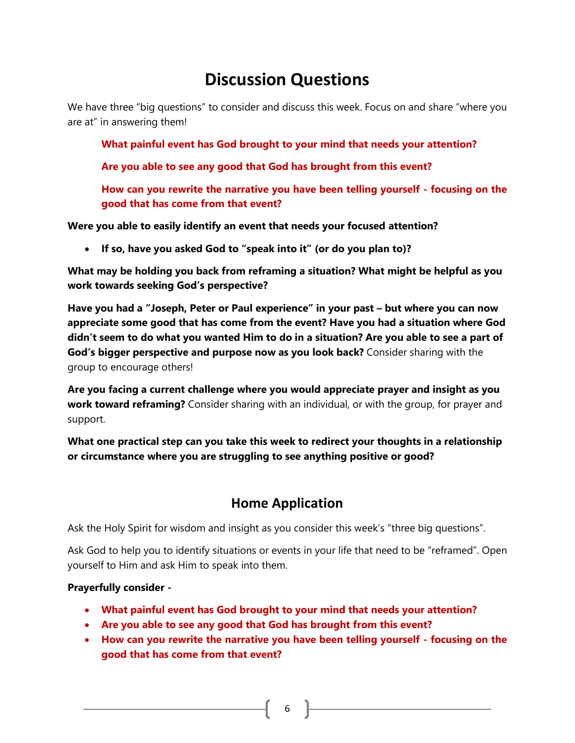# Discussion Questions

We have three "big questions" to consider and discuss this week. Focus on and share "where you are at" in answering them!

> **What painful event has God brought to your mind that needs your attention?**
>
> **Are you able to see any good that God has brought from this event?**
>
> **How can you rewrite the narrative you have been telling yourself - focusing on the good that has come from that event?**

**Were you able to easily identify an event that needs your focused attention?**

- **If so, have you asked God to "speak into it" (or do you plan to)?**

**What may be holding you back from reframing a situation? What might be helpful as you work towards seeking God's perspective?**

**Have you had a "Joseph, Peter or Paul experience" in your past – but where you can now appreciate some good that has come from the event? Have you had a situation where God didn't seem to do what you wanted Him to do in a situation? Are you able to see a part of God's bigger perspective and purpose now as you look back?** Consider sharing with the group to encourage others!

**Are you facing a current challenge where you would appreciate prayer and insight as you work toward reframing?** Consider sharing with an individual, or with the group, for prayer and support.

**What one practical step can you take this week to redirect your thoughts in a relationship or circumstance where you are struggling to see anything positive or good?**

## Home Application

Ask the Holy Spirit for wisdom and insight as you consider this week's "three big questions".

Ask God to help you to identify situations or events in your life that need to be "reframed". Open yourself to Him and ask Him to speak into them.

**Prayerfully consider -**

- **What painful event has God brought to your mind that needs your attention?**
- **Are you able to see any good that God has brought from this event?**
- **How can you rewrite the narrative you have been telling yourself - focusing on the good that has come from that event?**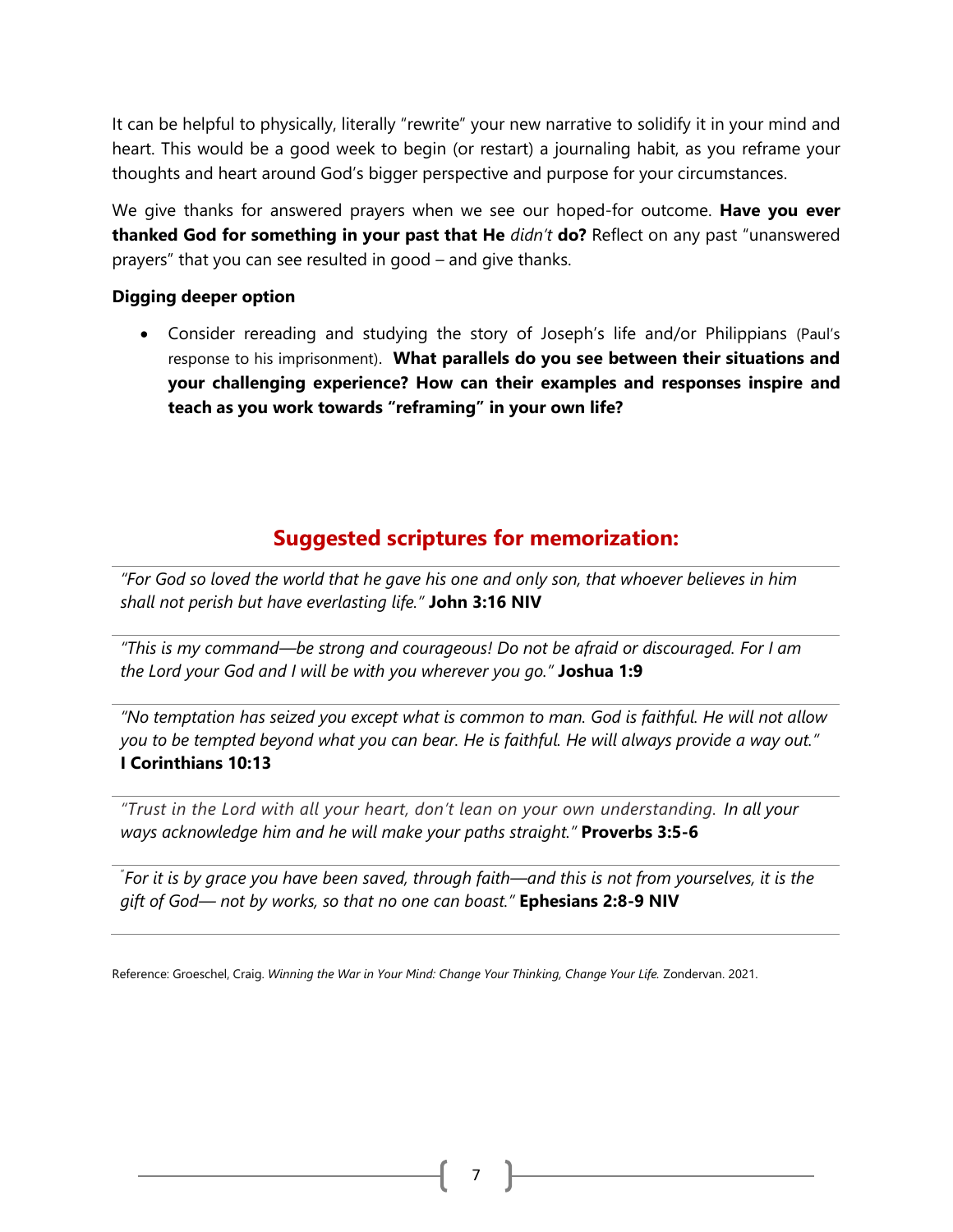It can be helpful to physically, literally "rewrite" your new narrative to solidify it in your mind and heart. This would be a good week to begin (or restart) a journaling habit, as you reframe your thoughts and heart around God's bigger perspective and purpose for your circumstances.

We give thanks for answered prayers when we see our hoped-for outcome. **Have you ever thanked God for something in your past that He *didn't* do?** Reflect on any past "unanswered prayers" that you can see resulted in good – and give thanks.

**Digging deeper option**

- Consider rereading and studying the story of Joseph's life and/or Philippians (Paul's response to his imprisonment). **What parallels do you see between their situations and your challenging experience? How can their examples and responses inspire and teach as you work towards "reframing" in your own life?**

## Suggested scriptures for memorization:

*"For God so loved the world that he gave his one and only son, that whoever believes in him shall not perish but have everlasting life."* **John 3:16 NIV**

*"This is my command—be strong and courageous! Do not be afraid or discouraged. For I am the Lord your God and I will be with you wherever you go."* **Joshua 1:9**

*"No temptation has seized you except what is common to man. God is faithful. He will not allow you to be tempted beyond what you can bear. He is faithful. He will always provide a way out."* **I Corinthians 10:13**

*"Trust in the Lord with all your heart, don't lean on your own understanding. In all your ways acknowledge him and he will make your paths straight."* **Proverbs 3:5-6**

*"For it is by grace you have been saved, through faith—and this is not from yourselves, it is the gift of God— not by works, so that no one can boast."* **Ephesians 2:8-9 NIV**

Reference: Groeschel, Craig. *Winning the War in Your Mind: Change Your Thinking, Change Your Life.* Zondervan. 2021.